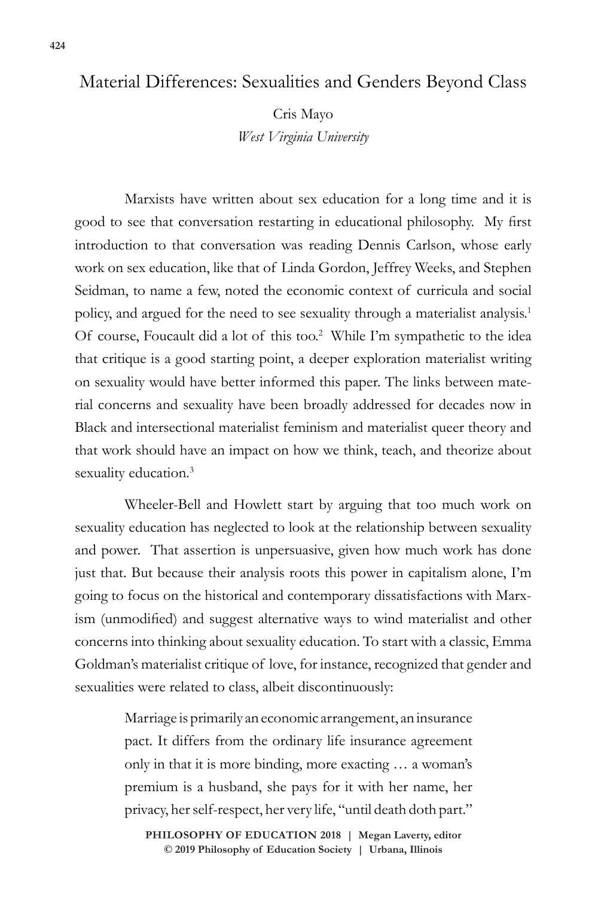# Material Differences: Sexualities and Genders Beyond Class

Cris Mayo
*West Virginia University*

Marxists have written about sex education for a long time and it is good to see that conversation restarting in educational philosophy. My first introduction to that conversation was reading Dennis Carlson, whose early work on sex education, like that of Linda Gordon, Jeffrey Weeks, and Stephen Seidman, to name a few, noted the economic context of curricula and social policy, and argued for the need to see sexuality through a materialist analysis.[1] Of course, Foucault did a lot of this too.[2] While I'm sympathetic to the idea that critique is a good starting point, a deeper exploration materialist writing on sexuality would have better informed this paper. The links between material concerns and sexuality have been broadly addressed for decades now in Black and intersectional materialist feminism and materialist queer theory and that work should have an impact on how we think, teach, and theorize about sexuality education.[3]

Wheeler-Bell and Howlett start by arguing that too much work on sexuality education has neglected to look at the relationship between sexuality and power. That assertion is unpersuasive, given how much work has done just that. But because their analysis roots this power in capitalism alone, I'm going to focus on the historical and contemporary dissatisfactions with Marxism (unmodified) and suggest alternative ways to wind materialist and other concerns into thinking about sexuality education. To start with a classic, Emma Goldman's materialist critique of love, for instance, recognized that gender and sexualities were related to class, albeit discontinuously:

> Marriage is primarily an economic arrangement, an insurance pact. It differs from the ordinary life insurance agreement only in that it is more binding, more exacting … a woman's premium is a husband, she pays for it with her name, her privacy, her self-respect, her very life, "until death doth part."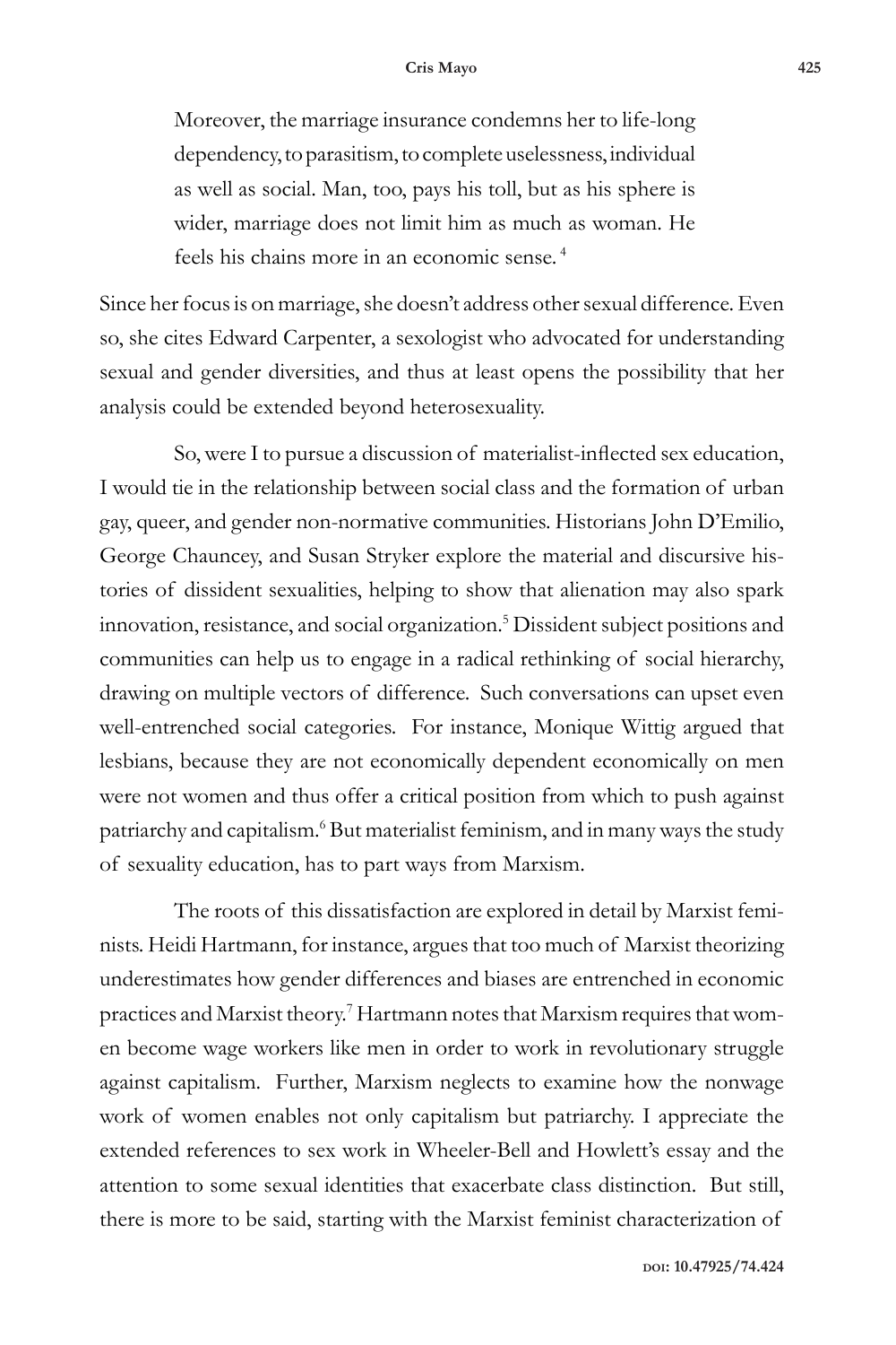> Moreover, the marriage insurance condemns her to life-long dependency, to parasitism, to complete uselessness, individual as well as social. Man, too, pays his toll, but as his sphere is wider, marriage does not limit him as much as woman. He feels his chains more in an economic sense.[4]

Since her focus is on marriage, she doesn't address other sexual difference. Even so, she cites Edward Carpenter, a sexologist who advocated for understanding sexual and gender diversities, and thus at least opens the possibility that her analysis could be extended beyond heterosexuality.

So, were I to pursue a discussion of materialist-inflected sex education, I would tie in the relationship between social class and the formation of urban gay, queer, and gender non-normative communities. Historians John D'Emilio, George Chauncey, and Susan Stryker explore the material and discursive histories of dissident sexualities, helping to show that alienation may also spark innovation, resistance, and social organization.[5] Dissident subject positions and communities can help us to engage in a radical rethinking of social hierarchy, drawing on multiple vectors of difference. Such conversations can upset even well-entrenched social categories. For instance, Monique Wittig argued that lesbians, because they are not economically dependent economically on men were not women and thus offer a critical position from which to push against patriarchy and capitalism.[6] But materialist feminism, and in many ways the study of sexuality education, has to part ways from Marxism.

The roots of this dissatisfaction are explored in detail by Marxist feminists. Heidi Hartmann, for instance, argues that too much of Marxist theorizing underestimates how gender differences and biases are entrenched in economic practices and Marxist theory.[7] Hartmann notes that Marxism requires that women become wage workers like men in order to work in revolutionary struggle against capitalism. Further, Marxism neglects to examine how the nonwage work of women enables not only capitalism but patriarchy. I appreciate the extended references to sex work in Wheeler-Bell and Howlett's essay and the attention to some sexual identities that exacerbate class distinction. But still, there is more to be said, starting with the Marxist feminist characterization of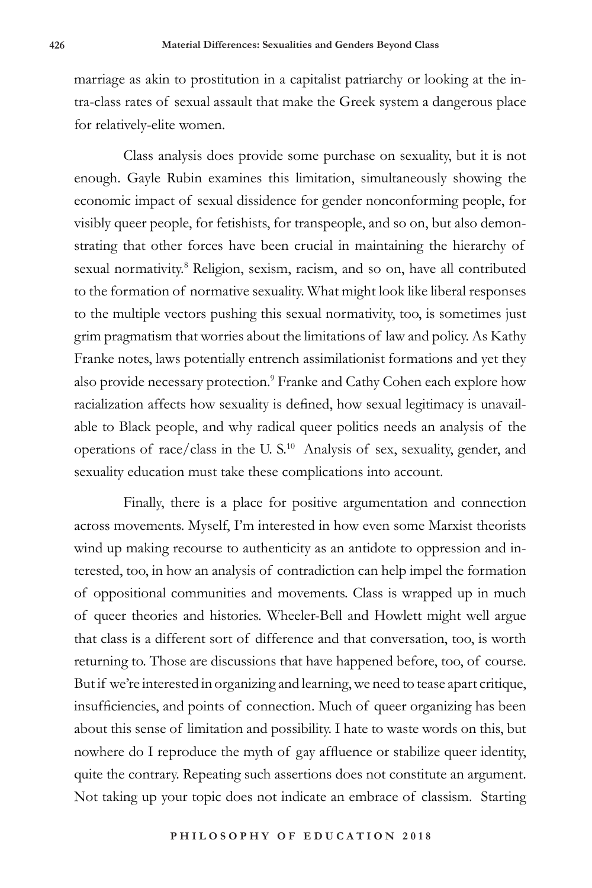marriage as akin to prostitution in a capitalist patriarchy or looking at the intra-class rates of sexual assault that make the Greek system a dangerous place for relatively-elite women.

Class analysis does provide some purchase on sexuality, but it is not enough. Gayle Rubin examines this limitation, simultaneously showing the economic impact of sexual dissidence for gender nonconforming people, for visibly queer people, for fetishists, for transpeople, and so on, but also demonstrating that other forces have been crucial in maintaining the hierarchy of sexual normativity.[8] Religion, sexism, racism, and so on, have all contributed to the formation of normative sexuality. What might look like liberal responses to the multiple vectors pushing this sexual normativity, too, is sometimes just grim pragmatism that worries about the limitations of law and policy. As Kathy Franke notes, laws potentially entrench assimilationist formations and yet they also provide necessary protection.[9] Franke and Cathy Cohen each explore how racialization affects how sexuality is defined, how sexual legitimacy is unavailable to Black people, and why radical queer politics needs an analysis of the operations of race/class in the U. S.[10] Analysis of sex, sexuality, gender, and sexuality education must take these complications into account.

Finally, there is a place for positive argumentation and connection across movements. Myself, I'm interested in how even some Marxist theorists wind up making recourse to authenticity as an antidote to oppression and interested, too, in how an analysis of contradiction can help impel the formation of oppositional communities and movements. Class is wrapped up in much of queer theories and histories. Wheeler-Bell and Howlett might well argue that class is a different sort of difference and that conversation, too, is worth returning to. Those are discussions that have happened before, too, of course. But if we're interested in organizing and learning, we need to tease apart critique, insufficiencies, and points of connection. Much of queer organizing has been about this sense of limitation and possibility. I hate to waste words on this, but nowhere do I reproduce the myth of gay affluence or stabilize queer identity, quite the contrary. Repeating such assertions does not constitute an argument. Not taking up your topic does not indicate an embrace of classism. Starting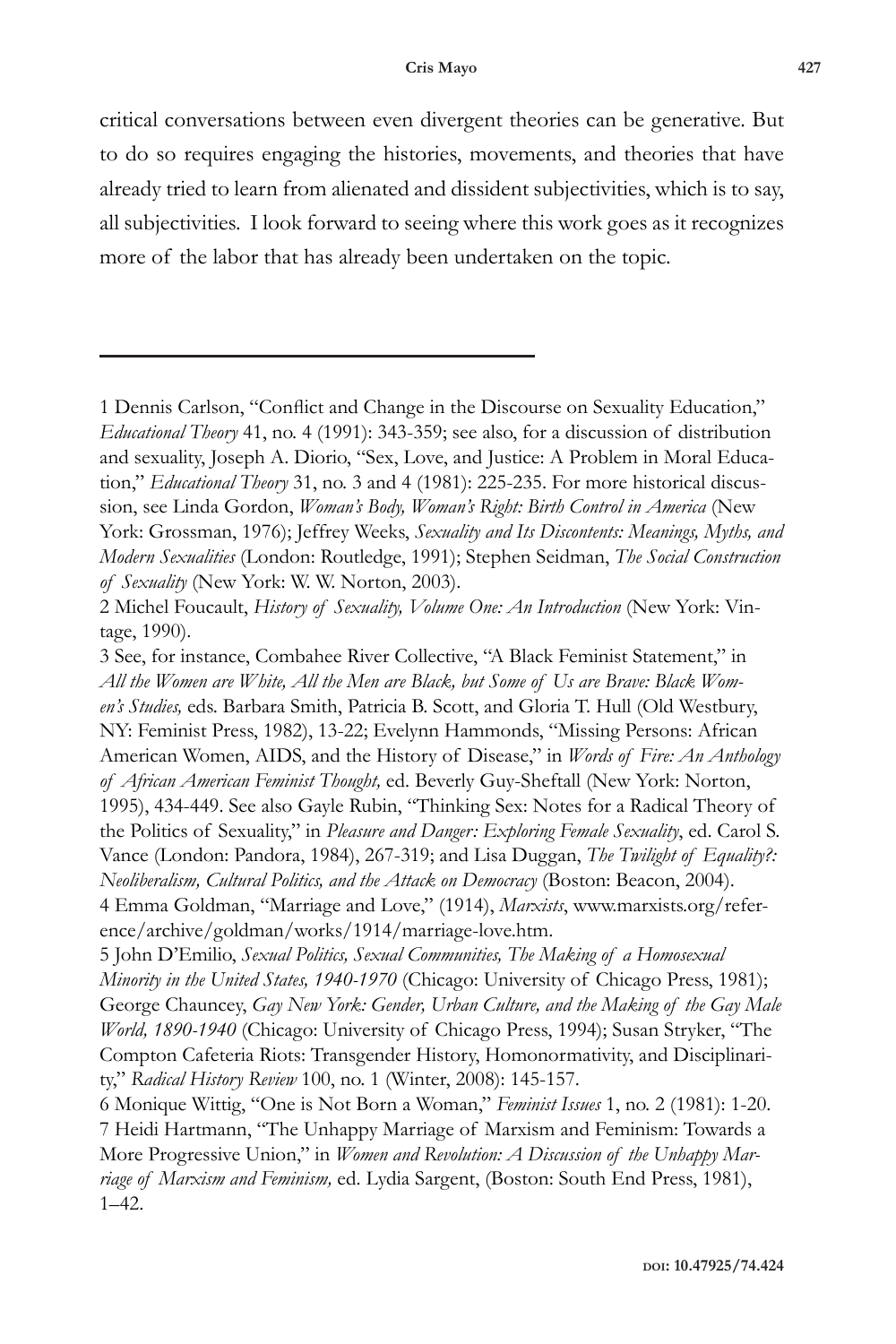critical conversations between even divergent theories can be generative. But to do so requires engaging the histories, movements, and theories that have already tried to learn from alienated and dissident subjectivities, which is to say, all subjectivities. I look forward to seeing where this work goes as it recognizes more of the labor that has already been undertaken on the topic.

---

1 Dennis Carlson, "Conflict and Change in the Discourse on Sexuality Education," *Educational Theory* 41, no. 4 (1991): 343-359; see also, for a discussion of distribution and sexuality, Joseph A. Diorio, "Sex, Love, and Justice: A Problem in Moral Education," *Educational Theory* 31, no. 3 and 4 (1981): 225-235. For more historical discussion, see Linda Gordon, *Woman's Body, Woman's Right: Birth Control in America* (New York: Grossman, 1976); Jeffrey Weeks, *Sexuality and Its Discontents: Meanings, Myths, and Modern Sexualities* (London: Routledge, 1991); Stephen Seidman, *The Social Construction of Sexuality* (New York: W. W. Norton, 2003).

2 Michel Foucault, *History of Sexuality, Volume One: An Introduction* (New York: Vintage, 1990).

3 See, for instance, Combahee River Collective, "A Black Feminist Statement," in *All the Women are White, All the Men are Black, but Some of Us are Brave: Black Women's Studies,* eds. Barbara Smith, Patricia B. Scott, and Gloria T. Hull (Old Westbury, NY: Feminist Press, 1982), 13-22; Evelynn Hammonds, "Missing Persons: African American Women, AIDS, and the History of Disease," in *Words of Fire: An Anthology of African American Feminist Thought,* ed. Beverly Guy-Sheftall (New York: Norton, 1995), 434-449. See also Gayle Rubin, "Thinking Sex: Notes for a Radical Theory of the Politics of Sexuality," in *Pleasure and Danger: Exploring Female Sexuality*, ed. Carol S. Vance (London: Pandora, 1984), 267-319; and Lisa Duggan, *The Twilight of Equality?: Neoliberalism, Cultural Politics, and the Attack on Democracy* (Boston: Beacon, 2004).

4 Emma Goldman, "Marriage and Love," (1914), *Marxists*, www.marxists.org/reference/archive/goldman/works/1914/marriage-love.htm.

5 John D'Emilio, *Sexual Politics, Sexual Communities, The Making of a Homosexual Minority in the United States, 1940-1970* (Chicago: University of Chicago Press, 1981); George Chauncey, *Gay New York: Gender, Urban Culture, and the Making of the Gay Male World, 1890-1940* (Chicago: University of Chicago Press, 1994); Susan Stryker, "The Compton Cafeteria Riots: Transgender History, Homonormativity, and Disciplinarity," *Radical History Review* 100, no. 1 (Winter, 2008): 145-157.

6 Monique Wittig, "One is Not Born a Woman," *Feminist Issues* 1, no. 2 (1981): 1-20.

7 Heidi Hartmann, "The Unhappy Marriage of Marxism and Feminism: Towards a More Progressive Union," in *Women and Revolution: A Discussion of the Unhappy Marriage of Marxism and Feminism,* ed. Lydia Sargent, (Boston: South End Press, 1981), 1–42.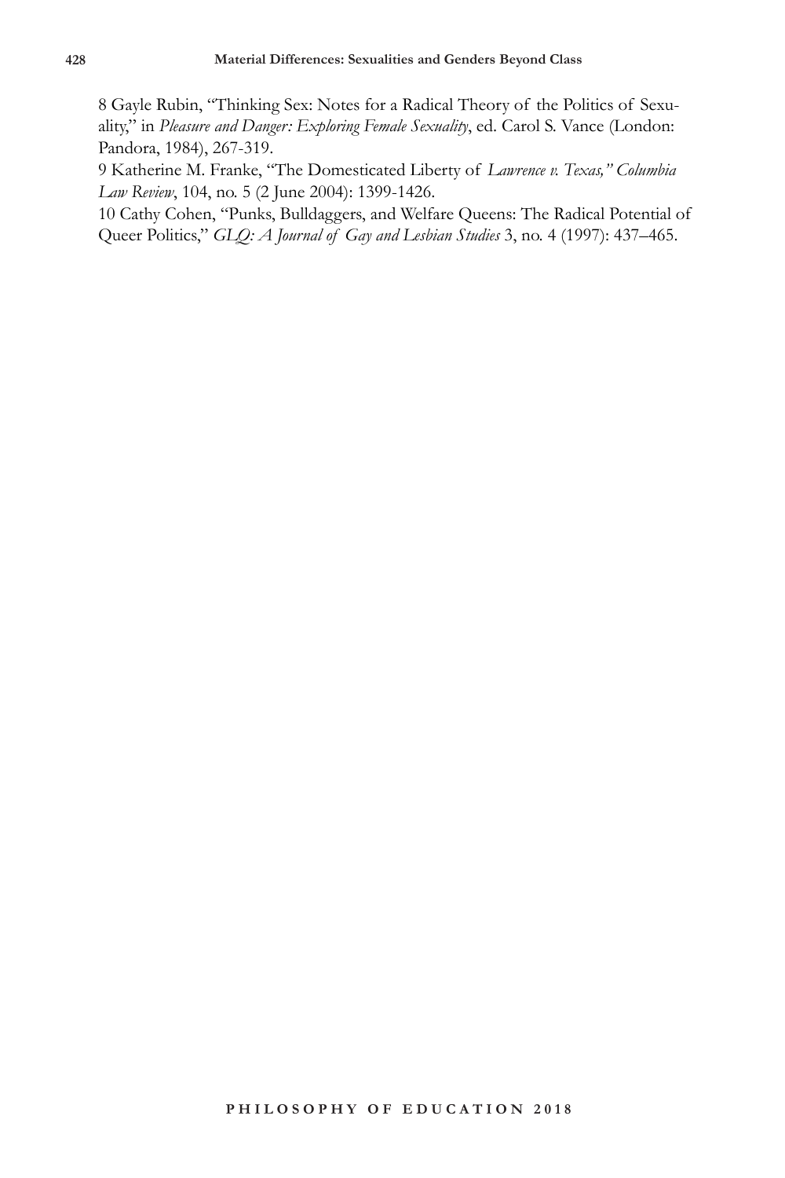8 Gayle Rubin, "Thinking Sex: Notes for a Radical Theory of the Politics of Sexuality," in *Pleasure and Danger: Exploring Female Sexuality*, ed. Carol S. Vance (London: Pandora, 1984), 267-319.

9 Katherine M. Franke, "The Domesticated Liberty of *Lawrence v. Texas," Columbia Law Review*, 104, no. 5 (2 June 2004): 1399-1426.

10 Cathy Cohen, "Punks, Bulldaggers, and Welfare Queens: The Radical Potential of Queer Politics," *GLQ: A Journal of Gay and Lesbian Studies* 3, no. 4 (1997): 437–465.